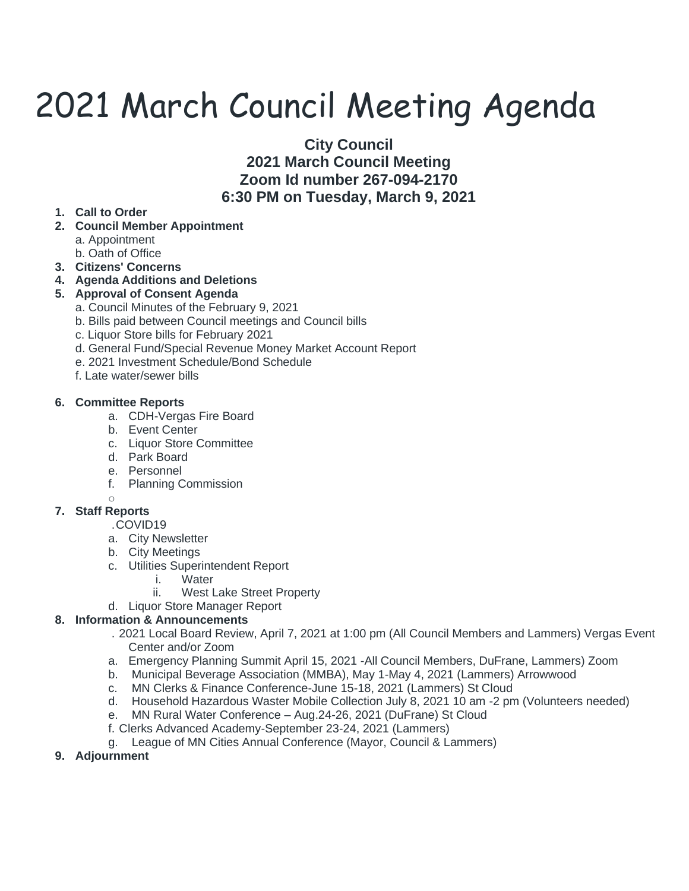# 2021 March Council Meeting Agenda

**City Council**
**2021 March Council Meeting**
**Zoom Id number 267-094-2170**
**6:30 PM on Tuesday, March 9, 2021**

1. **Call to Order**
2. **Council Member Appointment**
   a. Appointment
   b. Oath of Office
3. **Citizens' Concerns**
4. **Agenda Additions and Deletions**
5. **Approval of Consent Agenda**
   a. Council Minutes of the February 9, 2021
   b. Bills paid between Council meetings and Council bills
   c. Liquor Store bills for February 2021
   d. General Fund/Special Revenue Money Market Account Report
   e. 2021 Investment Schedule/Bond Schedule
   f. Late water/sewer bills

6. **Committee Reports**
   a. CDH-Vergas Fire Board
   b. Event Center
   c. Liquor Store Committee
   d. Park Board
   e. Personnel
   f. Planning Commission
   ○
7. **Staff Reports**
   . COVID19
   a. City Newsletter
   b. City Meetings
   c. Utilities Superintendent Report
      i. Water
      ii. West Lake Street Property
   d. Liquor Store Manager Report
8. **Information & Announcements**
   . 2021 Local Board Review, April 7, 2021 at 1:00 pm (All Council Members and Lammers) Vergas Event Center and/or Zoom
   a. Emergency Planning Summit April 15, 2021 -All Council Members, DuFrane, Lammers) Zoom
   b. Municipal Beverage Association (MMBA), May 1-May 4, 2021 (Lammers) Arrowwood
   c. MN Clerks & Finance Conference-June 15-18, 2021 (Lammers) St Cloud
   d. Household Hazardous Waster Mobile Collection July 8, 2021 10 am -2 pm (Volunteers needed)
   e. MN Rural Water Conference – Aug.24-26, 2021 (DuFrane) St Cloud
   f. Clerks Advanced Academy-September 23-24, 2021 (Lammers)
   g. League of MN Cities Annual Conference (Mayor, Council & Lammers)
9. **Adjournment**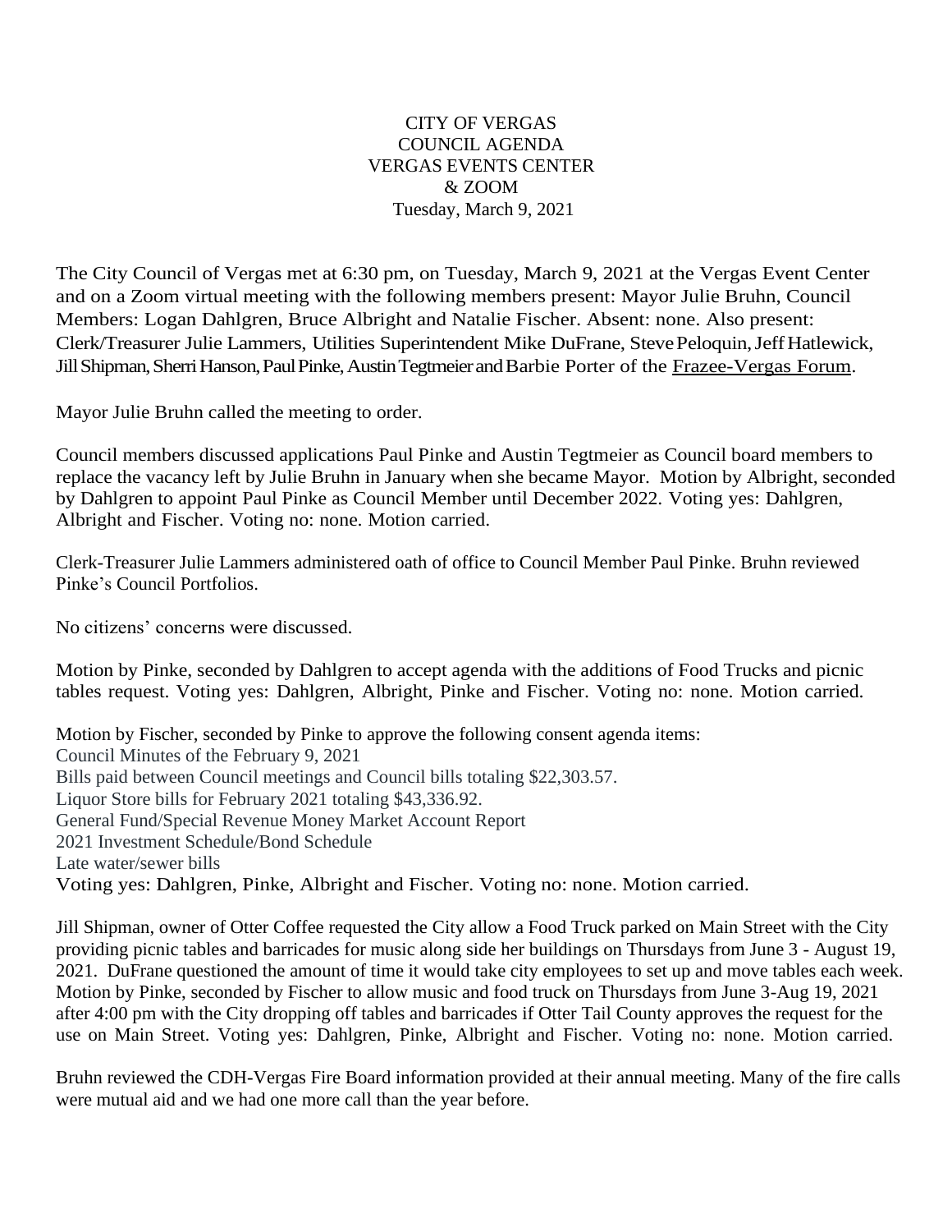CITY OF VERGAS
COUNCIL AGENDA
VERGAS EVENTS CENTER
& ZOOM
Tuesday, March 9, 2021

The City Council of Vergas met at 6:30 pm, on Tuesday, March 9, 2021 at the Vergas Event Center and on a Zoom virtual meeting with the following members present: Mayor Julie Bruhn, Council Members: Logan Dahlgren, Bruce Albright and Natalie Fischer. Absent: none. Also present: Clerk/Treasurer Julie Lammers, Utilities Superintendent Mike DuFrane, Steve Peloquin, Jeff Hatlewick, Jill Shipman, Sherri Hanson, Paul Pinke, Austin Tegtmeier and Barbie Porter of the Frazee-Vergas Forum.

Mayor Julie Bruhn called the meeting to order.

Council members discussed applications Paul Pinke and Austin Tegtmeier as Council board members to replace the vacancy left by Julie Bruhn in January when she became Mayor. Motion by Albright, seconded by Dahlgren to appoint Paul Pinke as Council Member until December 2022. Voting yes: Dahlgren, Albright and Fischer. Voting no: none. Motion carried.

Clerk-Treasurer Julie Lammers administered oath of office to Council Member Paul Pinke. Bruhn reviewed Pinke's Council Portfolios.

No citizens' concerns were discussed.

Motion by Pinke, seconded by Dahlgren to accept agenda with the additions of Food Trucks and picnic tables request. Voting yes: Dahlgren, Albright, Pinke and Fischer. Voting no: none. Motion carried.

Motion by Fischer, seconded by Pinke to approve the following consent agenda items:
Council Minutes of the February 9, 2021
Bills paid between Council meetings and Council bills totaling $22,303.57.
Liquor Store bills for February 2021 totaling $43,336.92.
General Fund/Special Revenue Money Market Account Report
2021 Investment Schedule/Bond Schedule
Late water/sewer bills
Voting yes: Dahlgren, Pinke, Albright and Fischer. Voting no: none. Motion carried.

Jill Shipman, owner of Otter Coffee requested the City allow a Food Truck parked on Main Street with the City providing picnic tables and barricades for music along side her buildings on Thursdays from June 3 - August 19, 2021. DuFrane questioned the amount of time it would take city employees to set up and move tables each week. Motion by Pinke, seconded by Fischer to allow music and food truck on Thursdays from June 3-Aug 19, 2021 after 4:00 pm with the City dropping off tables and barricades if Otter Tail County approves the request for the use on Main Street. Voting yes: Dahlgren, Pinke, Albright and Fischer. Voting no: none. Motion carried.

Bruhn reviewed the CDH-Vergas Fire Board information provided at their annual meeting. Many of the fire calls were mutual aid and we had one more call than the year before.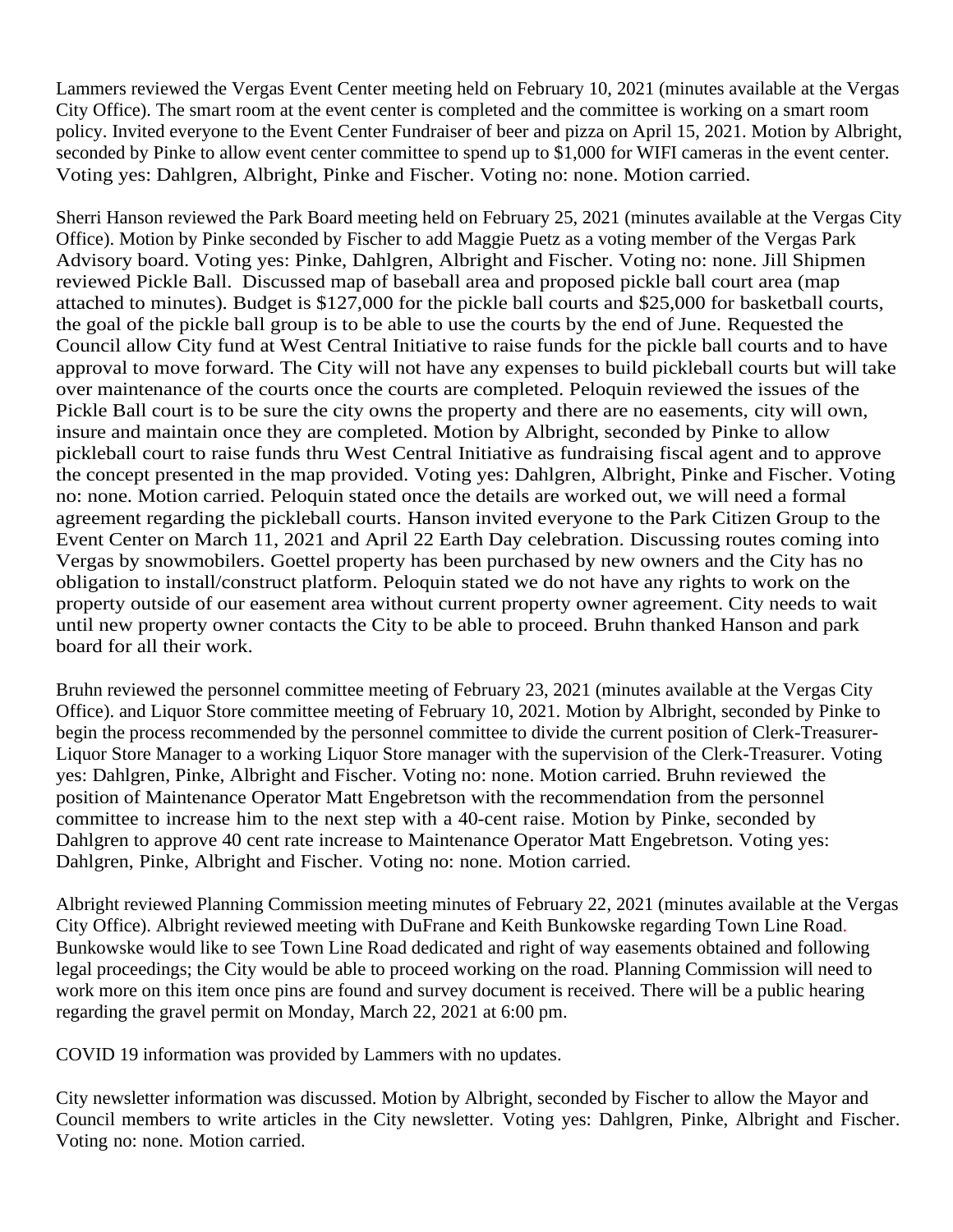Lammers reviewed the Vergas Event Center meeting held on February 10, 2021 (minutes available at the Vergas City Office). The smart room at the event center is completed and the committee is working on a smart room policy. Invited everyone to the Event Center Fundraiser of beer and pizza on April 15, 2021. Motion by Albright, seconded by Pinke to allow event center committee to spend up to $1,000 for WIFI cameras in the event center. Voting yes: Dahlgren, Albright, Pinke and Fischer. Voting no: none. Motion carried.

Sherri Hanson reviewed the Park Board meeting held on February 25, 2021 (minutes available at the Vergas City Office). Motion by Pinke seconded by Fischer to add Maggie Puetz as a voting member of the Vergas Park Advisory board. Voting yes: Pinke, Dahlgren, Albright and Fischer. Voting no: none. Jill Shipmen reviewed Pickle Ball. Discussed map of baseball area and proposed pickle ball court area (map attached to minutes). Budget is $127,000 for the pickle ball courts and $25,000 for basketball courts, the goal of the pickle ball group is to be able to use the courts by the end of June. Requested the Council allow City fund at West Central Initiative to raise funds for the pickle ball courts and to have approval to move forward. The City will not have any expenses to build pickleball courts but will take over maintenance of the courts once the courts are completed. Peloquin reviewed the issues of the Pickle Ball court is to be sure the city owns the property and there are no easements, city will own, insure and maintain once they are completed. Motion by Albright, seconded by Pinke to allow pickleball court to raise funds thru West Central Initiative as fundraising fiscal agent and to approve the concept presented in the map provided. Voting yes: Dahlgren, Albright, Pinke and Fischer. Voting no: none. Motion carried. Peloquin stated once the details are worked out, we will need a formal agreement regarding the pickleball courts. Hanson invited everyone to the Park Citizen Group to the Event Center on March 11, 2021 and April 22 Earth Day celebration. Discussing routes coming into Vergas by snowmobilers. Goettel property has been purchased by new owners and the City has no obligation to install/construct platform. Peloquin stated we do not have any rights to work on the property outside of our easement area without current property owner agreement. City needs to wait until new property owner contacts the City to be able to proceed. Bruhn thanked Hanson and park board for all their work.

Bruhn reviewed the personnel committee meeting of February 23, 2021 (minutes available at the Vergas City Office). and Liquor Store committee meeting of February 10, 2021. Motion by Albright, seconded by Pinke to begin the process recommended by the personnel committee to divide the current position of Clerk-Treasurer-Liquor Store Manager to a working Liquor Store manager with the supervision of the Clerk-Treasurer. Voting yes: Dahlgren, Pinke, Albright and Fischer. Voting no: none. Motion carried. Bruhn reviewed the position of Maintenance Operator Matt Engebretson with the recommendation from the personnel committee to increase him to the next step with a 40-cent raise. Motion by Pinke, seconded by Dahlgren to approve 40 cent rate increase to Maintenance Operator Matt Engebretson. Voting yes: Dahlgren, Pinke, Albright and Fischer. Voting no: none. Motion carried.

Albright reviewed Planning Commission meeting minutes of February 22, 2021 (minutes available at the Vergas City Office). Albright reviewed meeting with DuFrane and Keith Bunkowske regarding Town Line Road. Bunkowske would like to see Town Line Road dedicated and right of way easements obtained and following legal proceedings; the City would be able to proceed working on the road. Planning Commission will need to work more on this item once pins are found and survey document is received. There will be a public hearing regarding the gravel permit on Monday, March 22, 2021 at 6:00 pm.

COVID 19 information was provided by Lammers with no updates.

City newsletter information was discussed. Motion by Albright, seconded by Fischer to allow the Mayor and Council members to write articles in the City newsletter. Voting yes: Dahlgren, Pinke, Albright and Fischer. Voting no: none. Motion carried.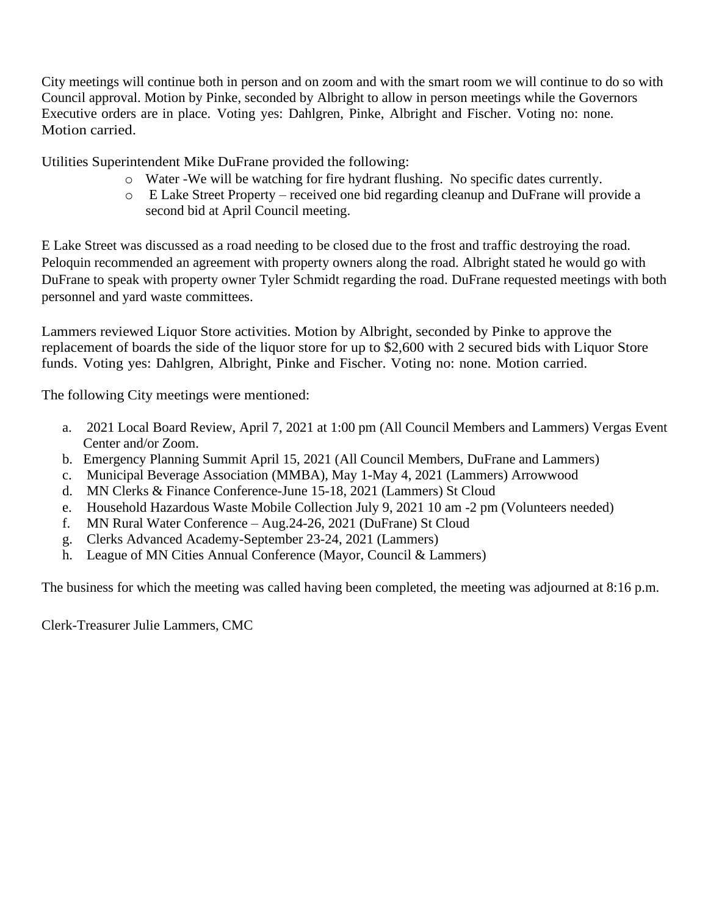City meetings will continue both in person and on zoom and with the smart room we will continue to do so with Council approval. Motion by Pinke, seconded by Albright to allow in person meetings while the Governors Executive orders are in place. Voting yes: Dahlgren, Pinke, Albright and Fischer. Voting no: none. Motion carried.

Utilities Superintendent Mike DuFrane provided the following:

- Water -We will be watching for fire hydrant flushing. No specific dates currently.
- E Lake Street Property – received one bid regarding cleanup and DuFrane will provide a second bid at April Council meeting.

E Lake Street was discussed as a road needing to be closed due to the frost and traffic destroying the road. Peloquin recommended an agreement with property owners along the road. Albright stated he would go with DuFrane to speak with property owner Tyler Schmidt regarding the road. DuFrane requested meetings with both personnel and yard waste committees.

Lammers reviewed Liquor Store activities. Motion by Albright, seconded by Pinke to approve the replacement of boards the side of the liquor store for up to $2,600 with 2 secured bids with Liquor Store funds. Voting yes: Dahlgren, Albright, Pinke and Fischer. Voting no: none. Motion carried.

The following City meetings were mentioned:

a. 2021 Local Board Review, April 7, 2021 at 1:00 pm (All Council Members and Lammers) Vergas Event Center and/or Zoom.
b. Emergency Planning Summit April 15, 2021 (All Council Members, DuFrane and Lammers)
c. Municipal Beverage Association (MMBA), May 1-May 4, 2021 (Lammers) Arrowwood
d. MN Clerks & Finance Conference-June 15-18, 2021 (Lammers) St Cloud
e. Household Hazardous Waste Mobile Collection July 9, 2021 10 am -2 pm (Volunteers needed)
f. MN Rural Water Conference – Aug.24-26, 2021 (DuFrane) St Cloud
g. Clerks Advanced Academy-September 23-24, 2021 (Lammers)
h. League of MN Cities Annual Conference (Mayor, Council & Lammers)

The business for which the meeting was called having been completed, the meeting was adjourned at 8:16 p.m.

Clerk-Treasurer Julie Lammers, CMC